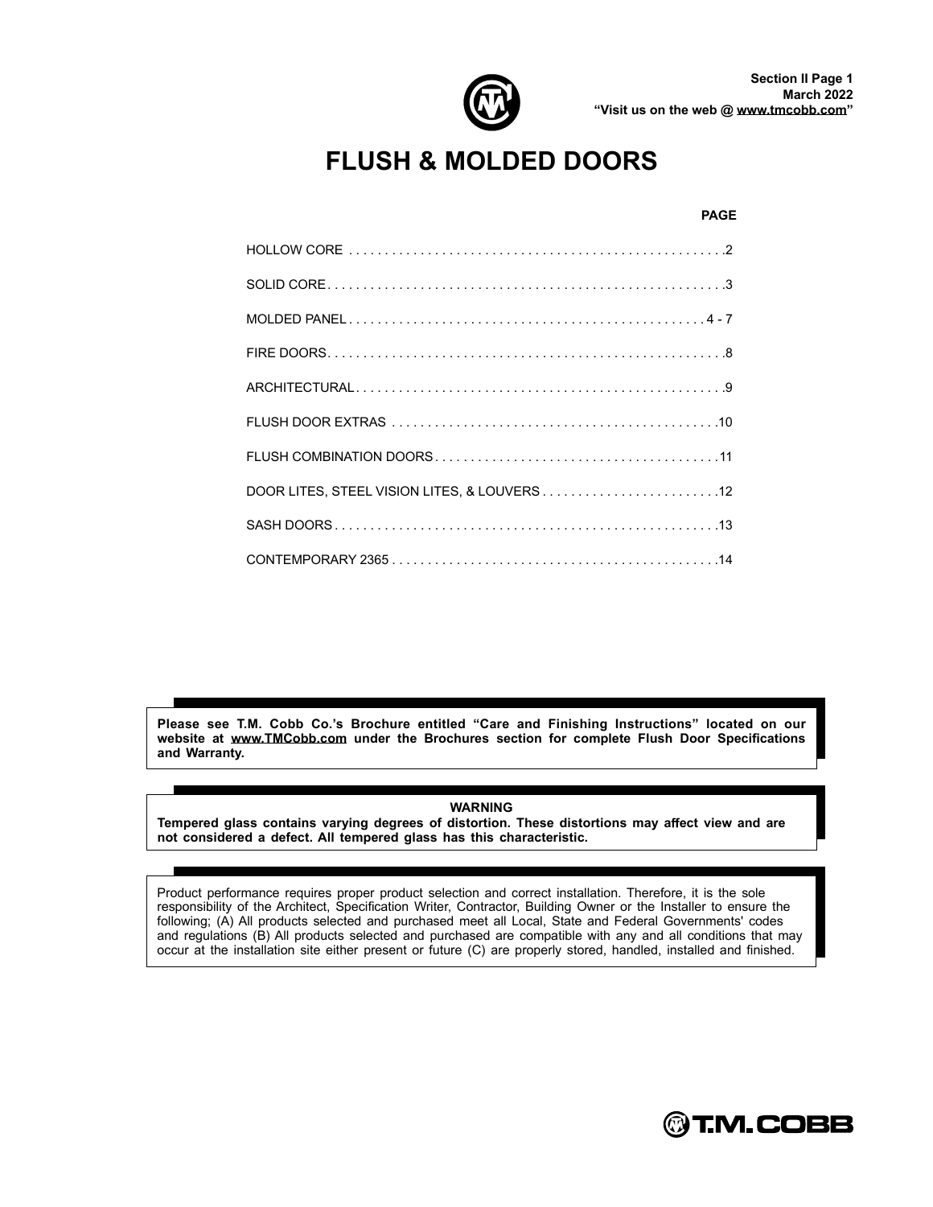# FLUSH & MOLDED DOORS

| | PAGE |
|---|---|
| HOLLOW CORE | 2 |
| SOLID CORE | 3 |
| MOLDED PANEL | 4 - 7 |
| FIRE DOORS | 8 |
| ARCHITECTURAL | 9 |
| FLUSH DOOR EXTRAS | 10 |
| FLUSH COMBINATION DOORS | 11 |
| DOOR LITES, STEEL VISION LITES, & LOUVERS | 12 |
| SASH DOORS | 13 |
| CONTEMPORARY 2365 | 14 |

**Please see T.M. Cobb Co.'s Brochure entitled "Care and Finishing Instructions" located on our website at www.TMCobb.com under the Brochures section for complete Flush Door Specifications and Warranty.**

**WARNING**

**Tempered glass contains varying degrees of distortion. These distortions may affect view and are not considered a defect. All tempered glass has this characteristic.**

Product performance requires proper product selection and correct installation. Therefore, it is the sole responsibility of the Architect, Specification Writer, Contractor, Building Owner or the Installer to ensure the following; (A) All products selected and purchased meet all Local, State and Federal Governments' codes and regulations (B) All products selected and purchased are compatible with any and all conditions that may occur at the installation site either present or future (C) are properly stored, handled, installed and finished.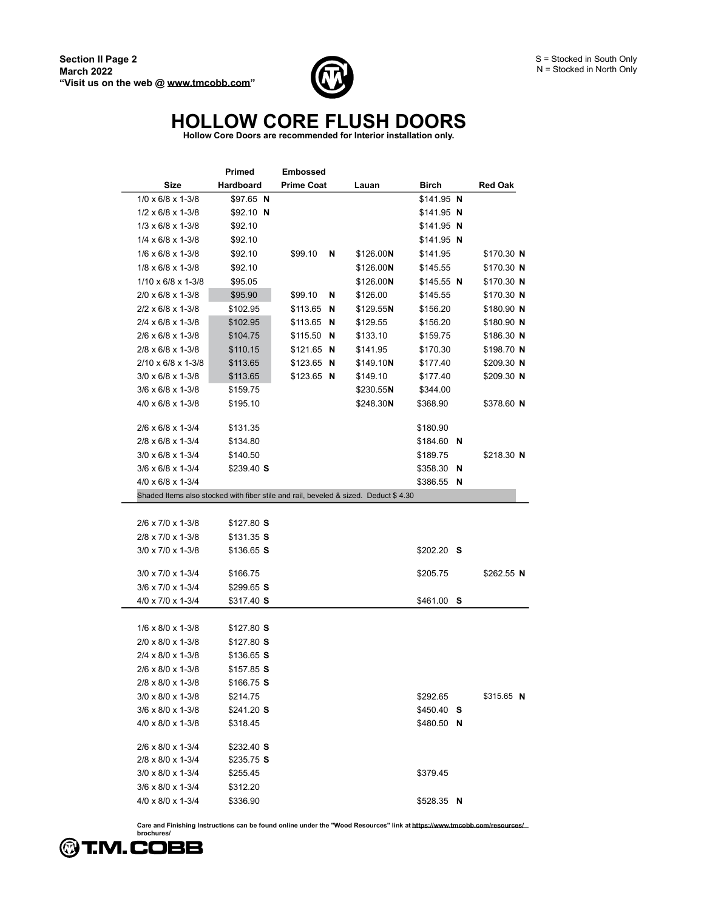Section II Page 2
March 2022
"Visit us on the web @ www.tmcobb.com"

S = Stocked in South Only
N = Stocked in North Only

# HOLLOW CORE FLUSH DOORS

**Hollow Core Doors are recommended for Interior installation only.**

| Size | Primed Hardboard | Embossed Prime Coat | Lauan | Birch | Red Oak |
|---|---|---|---|---|---|
| 1/0 x 6/8 x 1-3/8 | $97.65 **N** | | | $141.95 **N** | |
| 1/2 x 6/8 x 1-3/8 | $92.10 **N** | | | $141.95 **N** | |
| 1/3 x 6/8 x 1-3/8 | $92.10 | | | $141.95 **N** | |
| 1/4 x 6/8 x 1-3/8 | $92.10 | | | $141.95 **N** | |
| 1/6 x 6/8 x 1-3/8 | $92.10 | $99.10 **N** | $126.00**N** | $141.95 | $170.30 **N** |
| 1/8 x 6/8 x 1-3/8 | $92.10 | | $126.00**N** | $145.55 | $170.30 **N** |
| 1/10 x 6/8 x 1-3/8 | $95.05 | | $126.00**N** | $145.55 **N** | $170.30 **N** |
| 2/0 x 6/8 x 1-3/8 | $95.90 | $99.10 **N** | $126.00 | $145.55 | $170.30 **N** |
| 2/2 x 6/8 x 1-3/8 | $102.95 | $113.65 **N** | $129.55**N** | $156.20 | $180.90 **N** |
| 2/4 x 6/8 x 1-3/8 | $102.95 | $113.65 **N** | $129.55 | $156.20 | $180.90 **N** |
| 2/6 x 6/8 x 1-3/8 | $104.75 | $115.50 **N** | $133.10 | $159.75 | $186.30 **N** |
| 2/8 x 6/8 x 1-3/8 | $110.15 | $121.65 **N** | $141.95 | $170.30 | $198.70 **N** |
| 2/10 x 6/8 x 1-3/8 | $113.65 | $123.65 **N** | $149.10**N** | $177.40 | $209.30 **N** |
| 3/0 x 6/8 x 1-3/8 | $113.65 | $123.65 **N** | $149.10 | $177.40 | $209.30 **N** |
| 3/6 x 6/8 x 1-3/8 | $159.75 | | $230.55**N** | $344.00 | |
| 4/0 x 6/8 x 1-3/8 | $195.10 | | $248.30**N** | $368.90 | $378.60 **N** |
| 2/6 x 6/8 x 1-3/4 | $131.35 | | | $180.90 | |
| 2/8 x 6/8 x 1-3/4 | $134.80 | | | $184.60 **N** | |
| 3/0 x 6/8 x 1-3/4 | $140.50 | | | $189.75 | $218.30 **N** |
| 3/6 x 6/8 x 1-3/4 | $239.40 **S** | | | $358.30 **N** | |
| 4/0 x 6/8 x 1-3/4 | | | | $386.55 **N** | |
| Shaded Items also stocked with fiber stile and rail, beveled & sized. Deduct $ 4.30 | | | | | |
| 2/6 x 7/0 x 1-3/8 | $127.80 **S** | | | | |
| 2/8 x 7/0 x 1-3/8 | $131.35 **S** | | | | |
| 3/0 x 7/0 x 1-3/8 | $136.65 **S** | | | $202.20 **S** | |
| 3/0 x 7/0 x 1-3/4 | $166.75 | | | $205.75 | $262.55 **N** |
| 3/6 x 7/0 x 1-3/4 | $299.65 **S** | | | | |
| 4/0 x 7/0 x 1-3/4 | $317.40 **S** | | | $461.00 **S** | |
| 1/6 x 8/0 x 1-3/8 | $127.80 **S** | | | | |
| 2/0 x 8/0 x 1-3/8 | $127.80 **S** | | | | |
| 2/4 x 8/0 x 1-3/8 | $136.65 **S** | | | | |
| 2/6 x 8/0 x 1-3/8 | $157.85 **S** | | | | |
| 2/8 x 8/0 x 1-3/8 | $166.75 **S** | | | | |
| 3/0 x 8/0 x 1-3/8 | $214.75 | | | $292.65 | $315.65 **N** |
| 3/6 x 8/0 x 1-3/8 | $241.20 **S** | | | $450.40 **S** | |
| 4/0 x 8/0 x 1-3/8 | $318.45 | | | $480.50 **N** | |
| 2/6 x 8/0 x 1-3/4 | $232.40 **S** | | | | |
| 2/8 x 8/0 x 1-3/4 | $235.75 **S** | | | | |
| 3/0 x 8/0 x 1-3/4 | $255.45 | | | $379.45 | |
| 3/6 x 8/0 x 1-3/4 | $312.20 | | | | |
| 4/0 x 8/0 x 1-3/4 | $336.90 | | | $528.35 **N** | |

**Care and Finishing Instructions can be found online under the "Wood Resources" link at https://www.tmcobb.com/resources/brochures/**

T.M. COBB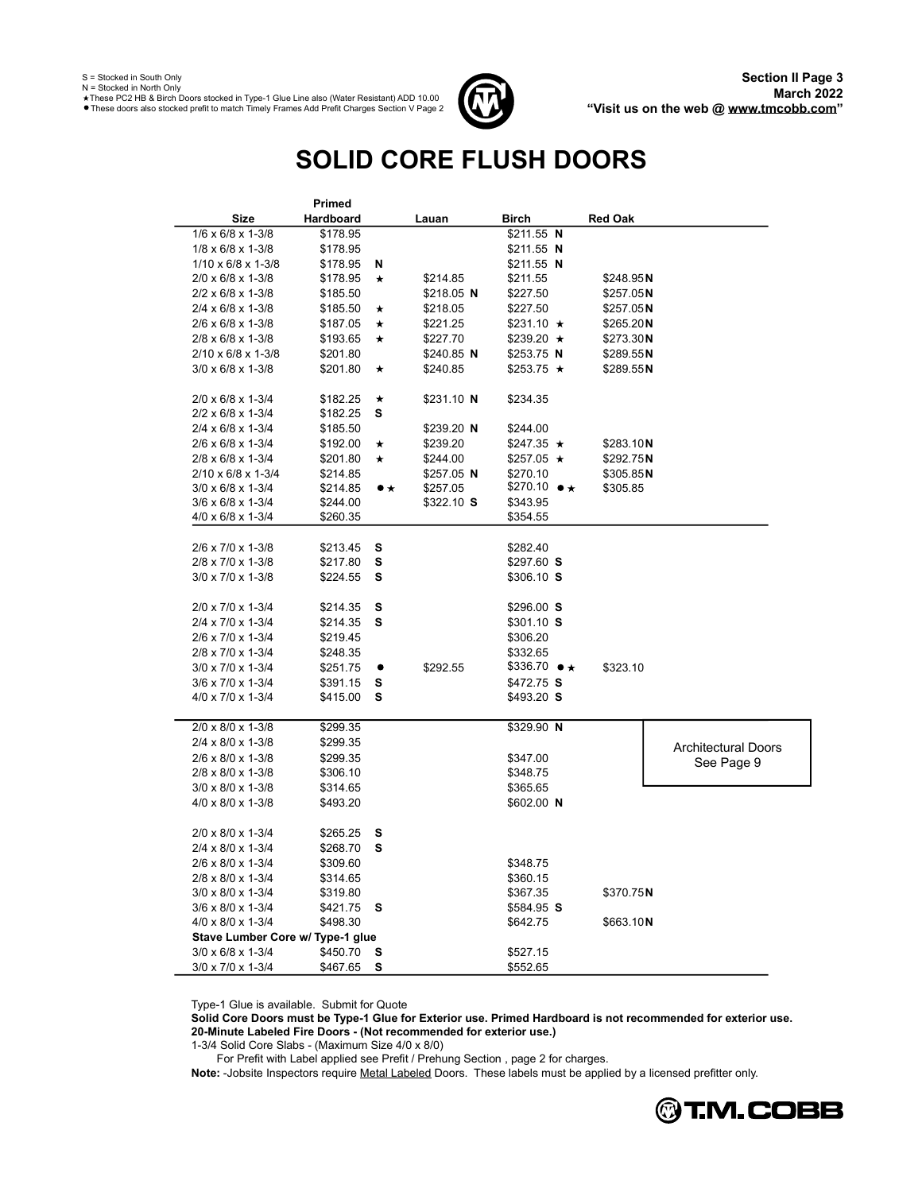S = Stocked in South Only
N = Stocked in North Only
★These PC2 HB & Birch Doors stocked in Type-1 Glue Line also (Water Resistant) ADD 10.00
●These doors also stocked prefit to match Timely Frames Add Prefit Charges Section V Page 2

**Section II Page 3**
**March 2022**
**"Visit us on the web @ www.tmcobb.com"**

# SOLID CORE FLUSH DOORS

| Size | Primed Hardboard | | Lauan | Birch | Red Oak |
|---|---|---|---|---|---|
| 1/6 x 6/8 x 1-3/8 | $178.95 | | | $211.55 **N** | |
| 1/8 x 6/8 x 1-3/8 | $178.95 | | | $211.55 **N** | |
| 1/10 x 6/8 x 1-3/8 | $178.95 | **N** | | $211.55 **N** | |
| 2/0 x 6/8 x 1-3/8 | $178.95 | ★ | $214.85 | $211.55 | $248.95 **N** |
| 2/2 x 6/8 x 1-3/8 | $185.50 | | $218.05 **N** | $227.50 | $257.05 **N** |
| 2/4 x 6/8 x 1-3/8 | $185.50 | ★ | $218.05 | $227.50 | $257.05 **N** |
| 2/6 x 6/8 x 1-3/8 | $187.05 | ★ | $221.25 | $231.10 ★ | $265.20 **N** |
| 2/8 x 6/8 x 1-3/8 | $193.65 | ★ | $227.70 | $239.20 ★ | $273.30 **N** |
| 2/10 x 6/8 x 1-3/8 | $201.80 | | $240.85 **N** | $253.75 **N** | $289.55 **N** |
| 3/0 x 6/8 x 1-3/8 | $201.80 | ★ | $240.85 | $253.75 ★ | $289.55 **N** |
| 2/0 x 6/8 x 1-3/4 | $182.25 | ★ | $231.10 **N** | $234.35 | |
| 2/2 x 6/8 x 1-3/4 | $182.25 | **S** | | | |
| 2/4 x 6/8 x 1-3/4 | $185.50 | | $239.20 **N** | $244.00 | |
| 2/6 x 6/8 x 1-3/4 | $192.00 | ★ | $239.20 | $247.35 ★ | $283.10 **N** |
| 2/8 x 6/8 x 1-3/4 | $201.80 | ★ | $244.00 | $257.05 ★ | $292.75 **N** |
| 2/10 x 6/8 x 1-3/4 | $214.85 | | $257.05 **N** | $270.10 | $305.85 **N** |
| 3/0 x 6/8 x 1-3/4 | $214.85 | ●★ | $257.05 | $270.10 ●★ | $305.85 |
| 3/6 x 6/8 x 1-3/4 | $244.00 | | $322.10 **S** | $343.95 | |
| 4/0 x 6/8 x 1-3/4 | $260.35 | | | $354.55 | |
| 2/6 x 7/0 x 1-3/8 | $213.45 | **S** | | $282.40 | |
| 2/8 x 7/0 x 1-3/8 | $217.80 | **S** | | $297.60 **S** | |
| 3/0 x 7/0 x 1-3/8 | $224.55 | **S** | | $306.10 **S** | |
| 2/0 x 7/0 x 1-3/4 | $214.35 | **S** | | $296.00 **S** | |
| 2/4 x 7/0 x 1-3/4 | $214.35 | **S** | | $301.10 **S** | |
| 2/6 x 7/0 x 1-3/4 | $219.45 | | | $306.20 | |
| 2/8 x 7/0 x 1-3/4 | $248.35 | | | $332.65 | |
| 3/0 x 7/0 x 1-3/4 | $251.75 | ● | $292.55 | $336.70 ●★ | $323.10 |
| 3/6 x 7/0 x 1-3/4 | $391.15 | **S** | | $472.75 **S** | |
| 4/0 x 7/0 x 1-3/4 | $415.00 | **S** | | $493.20 **S** | |
| 2/0 x 8/0 x 1-3/8 | $299.35 | | | $329.90 **N** | |
| 2/4 x 8/0 x 1-3/8 | $299.35 | | | | |
| 2/6 x 8/0 x 1-3/8 | $299.35 | | | $347.00 | |
| 2/8 x 8/0 x 1-3/8 | $306.10 | | | $348.75 | |
| 3/0 x 8/0 x 1-3/8 | $314.65 | | | $365.65 | |
| 4/0 x 8/0 x 1-3/8 | $493.20 | | | $602.00 **N** | |
| 2/0 x 8/0 x 1-3/4 | $265.25 | **S** | | | |
| 2/4 x 8/0 x 1-3/4 | $268.70 | **S** | | | |
| 2/6 x 8/0 x 1-3/4 | $309.60 | | | $348.75 | |
| 2/8 x 8/0 x 1-3/4 | $314.65 | | | $360.15 | |
| 3/0 x 8/0 x 1-3/4 | $319.80 | | | $367.35 | $370.75 **N** |
| 3/6 x 8/0 x 1-3/4 | $421.75 | **S** | | $584.95 **S** | |
| 4/0 x 8/0 x 1-3/4 | $498.30 | | | $642.75 | $663.10 **N** |
| **Stave Lumber Core w/ Type-1 glue** | | | | | |
| 3/0 x 6/8 x 1-3/4 | $450.70 | **S** | | $527.15 | |
| 3/0 x 7/0 x 1-3/4 | $467.65 | **S** | | $552.65 | |

Architectural Doors
See Page 9

Type-1 Glue is available. Submit for Quote
**Solid Core Doors must be Type-1 Glue for Exterior use. Primed Hardboard is not recommended for exterior use.**
**20-Minute Labeled Fire Doors - (Not recommended for exterior use.)**
1-3/4 Solid Core Slabs - (Maximum Size 4/0 x 8/0)
For Prefit with Label applied see Prefit / Prehung Section , page 2 for charges.
**Note:** -Jobsite Inspectors require Metal Labeled Doors. These labels must be applied by a licensed prefitter only.

T.M. COBB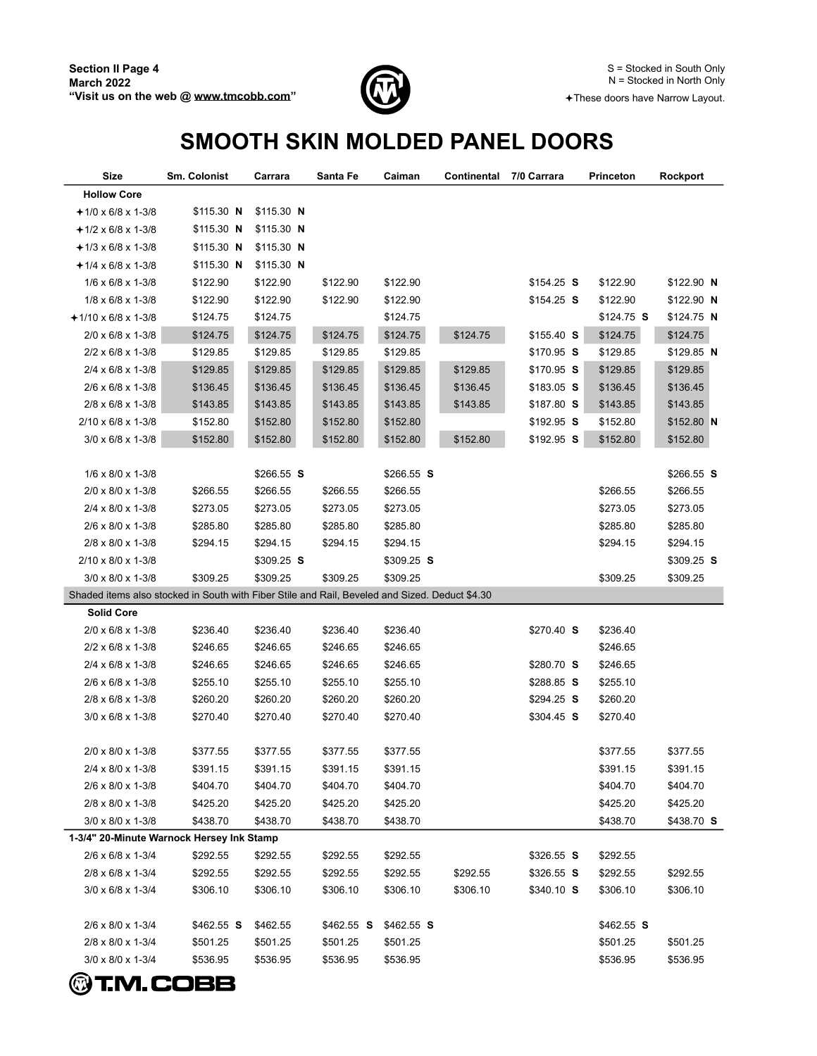Section II Page 4
March 2022
"Visit us on the web @ www.tmcobb.com"

S = Stocked in South Only
N = Stocked in North Only
✦These doors have Narrow Layout.

# SMOOTH SKIN MOLDED PANEL DOORS

| Size | Sm. Colonist | Carrara | Santa Fe | Caiman | Continental | 7/0 Carrara | Princeton | Rockport |
|---|---|---|---|---|---|---|---|---|
| **Hollow Core** | | | | | | | | |
| ✦1/0 x 6/8 x 1-3/8 | $115.30 **N** | $115.30 **N** | | | | | | |
| ✦1/2 x 6/8 x 1-3/8 | $115.30 **N** | $115.30 **N** | | | | | | |
| ✦1/3 x 6/8 x 1-3/8 | $115.30 **N** | $115.30 **N** | | | | | | |
| ✦1/4 x 6/8 x 1-3/8 | $115.30 **N** | $115.30 **N** | | | | | | |
| 1/6 x 6/8 x 1-3/8 | $122.90 | $122.90 | $122.90 | $122.90 | | $154.25 **S** | $122.90 | $122.90 **N** |
| 1/8 x 6/8 x 1-3/8 | $122.90 | $122.90 | $122.90 | $122.90 | | $154.25 **S** | $122.90 | $122.90 **N** |
| ✦1/10 x 6/8 x 1-3/8 | $124.75 | $124.75 | | $124.75 | | | $124.75 **S** | $124.75 **N** |
| 2/0 x 6/8 x 1-3/8 | $124.75 | $124.75 | $124.75 | $124.75 | $124.75 | $155.40 **S** | $124.75 | $124.75 |
| 2/2 x 6/8 x 1-3/8 | $129.85 | $129.85 | $129.85 | $129.85 | | $170.95 **S** | $129.85 | $129.85 **N** |
| 2/4 x 6/8 x 1-3/8 | $129.85 | $129.85 | $129.85 | $129.85 | $129.85 | $170.95 **S** | $129.85 | $129.85 |
| 2/6 x 6/8 x 1-3/8 | $136.45 | $136.45 | $136.45 | $136.45 | $136.45 | $183.05 **S** | $136.45 | $136.45 |
| 2/8 x 6/8 x 1-3/8 | $143.85 | $143.85 | $143.85 | $143.85 | $143.85 | $187.80 **S** | $143.85 | $143.85 |
| 2/10 x 6/8 x 1-3/8 | $152.80 | $152.80 | $152.80 | $152.80 | | $192.95 **S** | $152.80 | $152.80 **N** |
| 3/0 x 6/8 x 1-3/8 | $152.80 | $152.80 | $152.80 | $152.80 | $152.80 | $192.95 **S** | $152.80 | $152.80 |
| | | | | | | | | |
| 1/6 x 8/0 x 1-3/8 | | $266.55 **S** | | $266.55 **S** | | | | $266.55 **S** |
| 2/0 x 8/0 x 1-3/8 | $266.55 | $266.55 | $266.55 | $266.55 | | | $266.55 | $266.55 |
| 2/4 x 8/0 x 1-3/8 | $273.05 | $273.05 | $273.05 | $273.05 | | | $273.05 | $273.05 |
| 2/6 x 8/0 x 1-3/8 | $285.80 | $285.80 | $285.80 | $285.80 | | | $285.80 | $285.80 |
| 2/8 x 8/0 x 1-3/8 | $294.15 | $294.15 | $294.15 | $294.15 | | | $294.15 | $294.15 |
| 2/10 x 8/0 x 1-3/8 | | $309.25 **S** | | $309.25 **S** | | | | $309.25 **S** |
| 3/0 x 8/0 x 1-3/8 | $309.25 | $309.25 | $309.25 | $309.25 | | | $309.25 | $309.25 |
| Shaded items also stocked in South with Fiber Stile and Rail, Beveled and Sized. Deduct $4.30 | | | | | | | | |
| **Solid Core** | | | | | | | | |
| 2/0 x 6/8 x 1-3/8 | $236.40 | $236.40 | $236.40 | $236.40 | | $270.40 **S** | $236.40 | |
| 2/2 x 6/8 x 1-3/8 | $246.65 | $246.65 | $246.65 | $246.65 | | | $246.65 | |
| 2/4 x 6/8 x 1-3/8 | $246.65 | $246.65 | $246.65 | $246.65 | | $280.70 **S** | $246.65 | |
| 2/6 x 6/8 x 1-3/8 | $255.10 | $255.10 | $255.10 | $255.10 | | $288.85 **S** | $255.10 | |
| 2/8 x 6/8 x 1-3/8 | $260.20 | $260.20 | $260.20 | $260.20 | | $294.25 **S** | $260.20 | |
| 3/0 x 6/8 x 1-3/8 | $270.40 | $270.40 | $270.40 | $270.40 | | $304.45 **S** | $270.40 | |
| | | | | | | | | |
| 2/0 x 8/0 x 1-3/8 | $377.55 | $377.55 | $377.55 | $377.55 | | | $377.55 | $377.55 |
| 2/4 x 8/0 x 1-3/8 | $391.15 | $391.15 | $391.15 | $391.15 | | | $391.15 | $391.15 |
| 2/6 x 8/0 x 1-3/8 | $404.70 | $404.70 | $404.70 | $404.70 | | | $404.70 | $404.70 |
| 2/8 x 8/0 x 1-3/8 | $425.20 | $425.20 | $425.20 | $425.20 | | | $425.20 | $425.20 |
| 3/0 x 8/0 x 1-3/8 | $438.70 | $438.70 | $438.70 | $438.70 | | | $438.70 | $438.70 **S** |
| **1-3/4" 20-Minute Warnock Hersey Ink Stamp** | | | | | | | | |
| 2/6 x 6/8 x 1-3/4 | $292.55 | $292.55 | $292.55 | $292.55 | | $326.55 **S** | $292.55 | |
| 2/8 x 6/8 x 1-3/4 | $292.55 | $292.55 | $292.55 | $292.55 | $292.55 | $326.55 **S** | $292.55 | $292.55 |
| 3/0 x 6/8 x 1-3/4 | $306.10 | $306.10 | $306.10 | $306.10 | $306.10 | $340.10 **S** | $306.10 | $306.10 |
| | | | | | | | | |
| 2/6 x 8/0 x 1-3/4 | $462.55 **S** | $462.55 | $462.55 **S** | $462.55 **S** | | | $462.55 **S** | |
| 2/8 x 8/0 x 1-3/4 | $501.25 | $501.25 | $501.25 | $501.25 | | | $501.25 | $501.25 |
| 3/0 x 8/0 x 1-3/4 | $536.95 | $536.95 | $536.95 | $536.95 | | | $536.95 | $536.95 |

T.M. COBB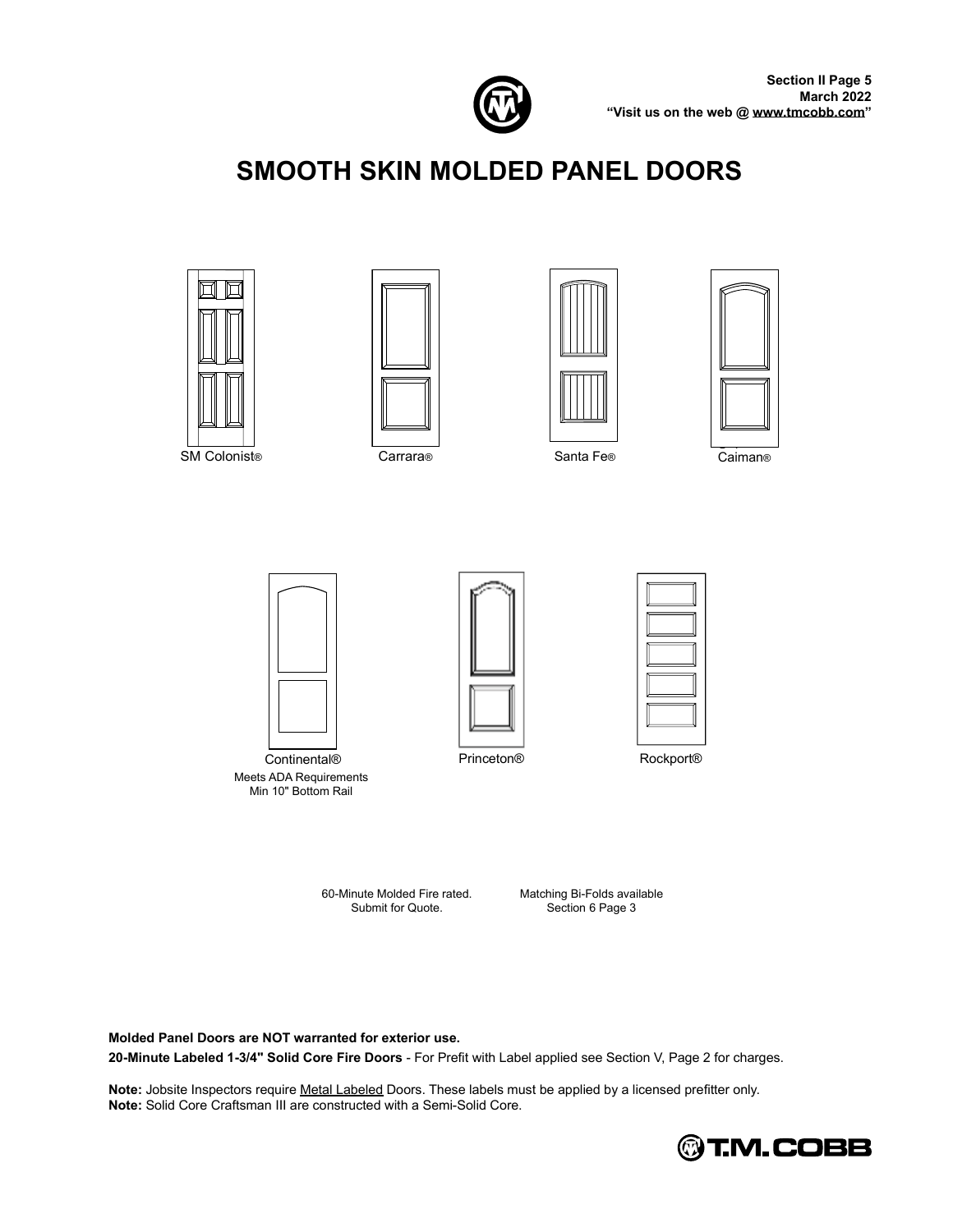# SMOOTH SKIN MOLDED PANEL DOORS

SM Colonist®

Carrara®

Santa Fe®

Caiman®

Continental®
Meets ADA Requirements
Min 10" Bottom Rail

Princeton®

Rockport®

60-Minute Molded Fire rated.
Submit for Quote.

Matching Bi-Folds available
Section 6 Page 3

**Molded Panel Doors are NOT warranted for exterior use.**

**20-Minute Labeled 1-3/4" Solid Core Fire Doors** - For Prefit with Label applied see Section V, Page 2 for charges.

**Note:** Jobsite Inspectors require Metal Labeled Doors. These labels must be applied by a licensed prefitter only.
**Note:** Solid Core Craftsman III are constructed with a Semi-Solid Core.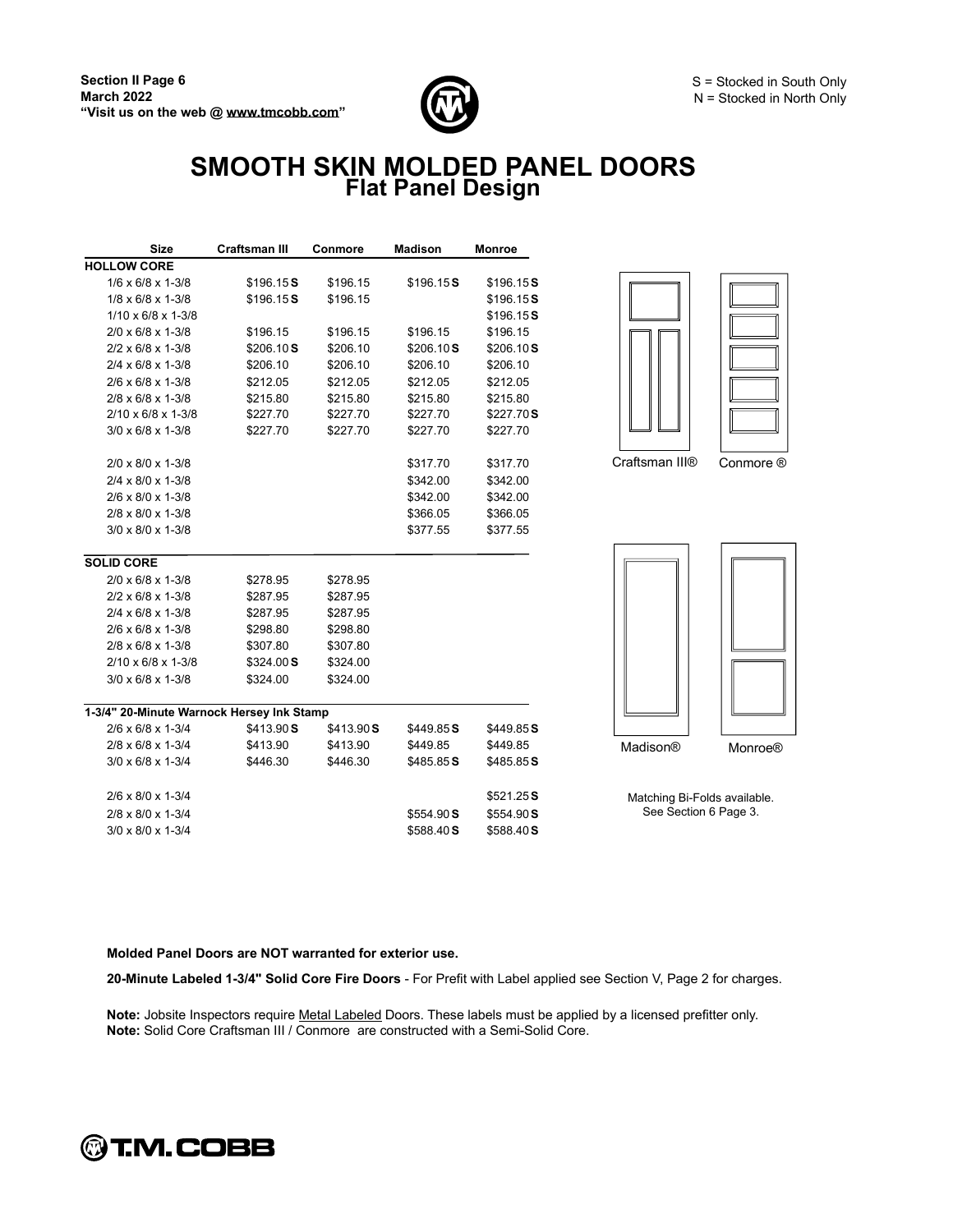Section II Page 6
March 2022
"Visit us on the web @ www.tmcobb.com"

S = Stocked in South Only
N = Stocked in North Only

# SMOOTH SKIN MOLDED PANEL DOORS
## Flat Panel Design

| Size | Craftsman III | Conmore | Madison | Monroe |
|---|---|---|---|---|
| **HOLLOW CORE** | | | | |
| 1/6 x 6/8 x 1-3/8 | $196.15 **S** | $196.15 | $196.15 **S** | $196.15 **S** |
| 1/8 x 6/8 x 1-3/8 | $196.15 **S** | $196.15 | | $196.15 **S** |
| 1/10 x 6/8 x 1-3/8 | | | | $196.15 **S** |
| 2/0 x 6/8 x 1-3/8 | $196.15 | $196.15 | $196.15 | $196.15 |
| 2/2 x 6/8 x 1-3/8 | $206.10 **S** | $206.10 | $206.10 **S** | $206.10 **S** |
| 2/4 x 6/8 x 1-3/8 | $206.10 | $206.10 | $206.10 | $206.10 |
| 2/6 x 6/8 x 1-3/8 | $212.05 | $212.05 | $212.05 | $212.05 |
| 2/8 x 6/8 x 1-3/8 | $215.80 | $215.80 | $215.80 | $215.80 |
| 2/10 x 6/8 x 1-3/8 | $227.70 | $227.70 | $227.70 | $227.70 **S** |
| 3/0 x 6/8 x 1-3/8 | $227.70 | $227.70 | $227.70 | $227.70 |
| 2/0 x 8/0 x 1-3/8 | | | $317.70 | $317.70 |
| 2/4 x 8/0 x 1-3/8 | | | $342.00 | $342.00 |
| 2/6 x 8/0 x 1-3/8 | | | $342.00 | $342.00 |
| 2/8 x 8/0 x 1-3/8 | | | $366.05 | $366.05 |
| 3/0 x 8/0 x 1-3/8 | | | $377.55 | $377.55 |
| **SOLID CORE** | | | | |
| 2/0 x 6/8 x 1-3/8 | $278.95 | $278.95 | | |
| 2/2 x 6/8 x 1-3/8 | $287.95 | $287.95 | | |
| 2/4 x 6/8 x 1-3/8 | $287.95 | $287.95 | | |
| 2/6 x 6/8 x 1-3/8 | $298.80 | $298.80 | | |
| 2/8 x 6/8 x 1-3/8 | $307.80 | $307.80 | | |
| 2/10 x 6/8 x 1-3/8 | $324.00 **S** | $324.00 | | |
| 3/0 x 6/8 x 1-3/8 | $324.00 | $324.00 | | |
| **1-3/4" 20-Minute Warnock Hersey Ink Stamp** | | | | |
| 2/6 x 6/8 x 1-3/4 | $413.90 **S** | $413.90 **S** | $449.85 **S** | $449.85 **S** |
| 2/8 x 6/8 x 1-3/4 | $413.90 | $413.90 | $449.85 | $449.85 |
| 3/0 x 6/8 x 1-3/4 | $446.30 | $446.30 | $485.85 **S** | $485.85 **S** |
| 2/6 x 8/0 x 1-3/4 | | | | $521.25 **S** |
| 2/8 x 8/0 x 1-3/4 | | | $554.90 **S** | $554.90 **S** |
| 3/0 x 8/0 x 1-3/4 | | | $588.40 **S** | $588.40 **S** |

Craftsman III® Conmore ®

Madison® Monroe®

Matching Bi-Folds available.
See Section 6 Page 3.

**Molded Panel Doors are NOT warranted for exterior use.**

**20-Minute Labeled 1-3/4" Solid Core Fire Doors** - For Prefit with Label applied see Section V, Page 2 for charges.

**Note:** Jobsite Inspectors require Metal Labeled Doors. These labels must be applied by a licensed prefitter only.
**Note:** Solid Core Craftsman III / Conmore are constructed with a Semi-Solid Core.

T.M. COBB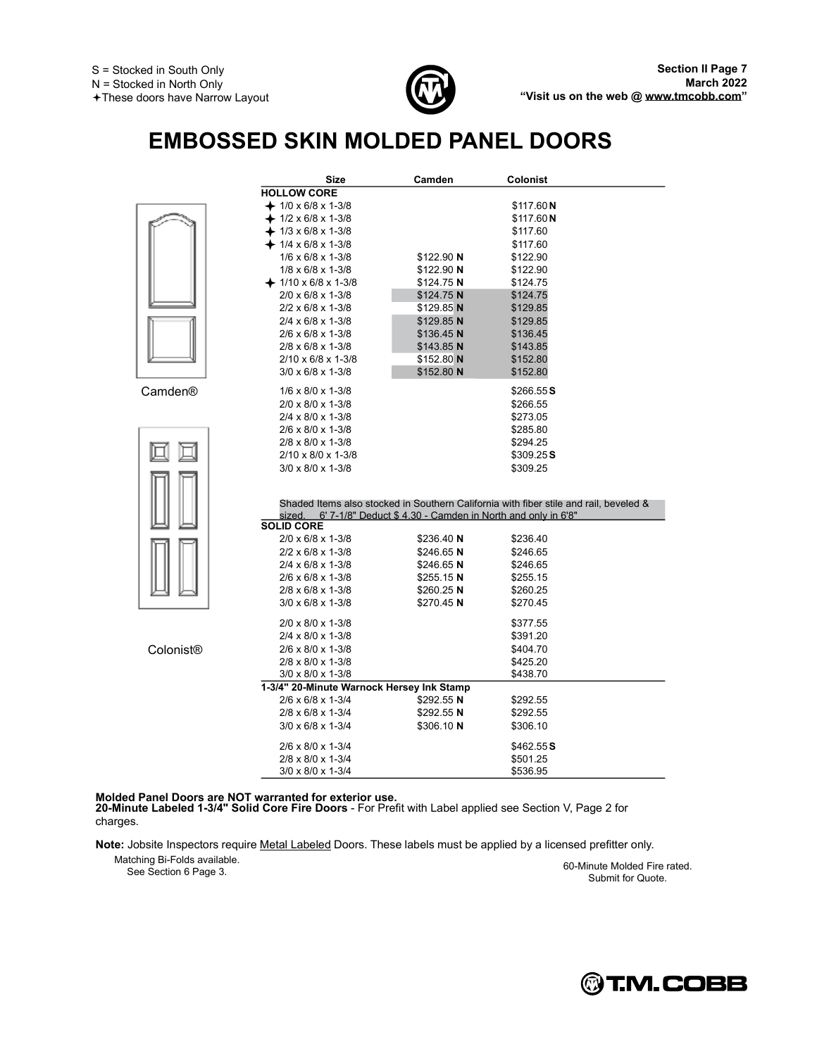S = Stocked in South Only
N = Stocked in North Only
✦These doors have Narrow Layout

**Section II Page 7**
**March 2022**
**"Visit us on the web @ www.tmcobb.com"**

# EMBOSSED SKIN MOLDED PANEL DOORS

| Size | Camden | Colonist |
|---|---|---|
| **HOLLOW CORE** | | |
| ✦ 1/0 x 6/8 x 1-3/8 | | $117.60 **N** |
| ✦ 1/2 x 6/8 x 1-3/8 | | $117.60 **N** |
| ✦ 1/3 x 6/8 x 1-3/8 | | $117.60 |
| ✦ 1/4 x 6/8 x 1-3/8 | | $117.60 |
| 1/6 x 6/8 x 1-3/8 | $122.90 **N** | $122.90 |
| 1/8 x 6/8 x 1-3/8 | $122.90 **N** | $122.90 |
| ✦ 1/10 x 6/8 x 1-3/8 | $124.75 **N** | $124.75 |
| 2/0 x 6/8 x 1-3/8 | $124.75 **N** | $124.75 |
| 2/2 x 6/8 x 1-3/8 | $129.85 **N** | $129.85 |
| 2/4 x 6/8 x 1-3/8 | $129.85 **N** | $129.85 |
| 2/6 x 6/8 x 1-3/8 | $136.45 **N** | $136.45 |
| 2/8 x 6/8 x 1-3/8 | $143.85 **N** | $143.85 |
| 2/10 x 6/8 x 1-3/8 | $152.80 **N** | $152.80 |
| 3/0 x 6/8 x 1-3/8 | $152.80 **N** | $152.80 |
| 1/6 x 8/0 x 1-3/8 | | $266.55 **S** |
| 2/0 x 8/0 x 1-3/8 | | $266.55 |
| 2/4 x 8/0 x 1-3/8 | | $273.05 |
| 2/6 x 8/0 x 1-3/8 | | $285.80 |
| 2/8 x 8/0 x 1-3/8 | | $294.25 |
| 2/10 x 8/0 x 1-3/8 | | $309.25 **S** |
| 3/0 x 8/0 x 1-3/8 | | $309.25 |
| Shaded Items also stocked in Southern California with fiber stile and rail, beveled & sized. 6' 7-1/8" Deduct $ 4.30 - Camden in North and only in 6'8" | | |
| **SOLID CORE** | | |
| 2/0 x 6/8 x 1-3/8 | $236.40 **N** | $236.40 |
| 2/2 x 6/8 x 1-3/8 | $246.65 **N** | $246.65 |
| 2/4 x 6/8 x 1-3/8 | $246.65 **N** | $246.65 |
| 2/6 x 6/8 x 1-3/8 | $255.15 **N** | $255.15 |
| 2/8 x 6/8 x 1-3/8 | $260.25 **N** | $260.25 |
| 3/0 x 6/8 x 1-3/8 | $270.45 **N** | $270.45 |
| 2/0 x 8/0 x 1-3/8 | | $377.55 |
| 2/4 x 8/0 x 1-3/8 | | $391.20 |
| 2/6 x 8/0 x 1-3/8 | | $404.70 |
| 2/8 x 8/0 x 1-3/8 | | $425.20 |
| 3/0 x 8/0 x 1-3/8 | | $438.70 |
| **1-3/4" 20-Minute Warnock Hersey Ink Stamp** | | |
| 2/6 x 6/8 x 1-3/4 | $292.55 **N** | $292.55 |
| 2/8 x 6/8 x 1-3/4 | $292.55 **N** | $292.55 |
| 3/0 x 6/8 x 1-3/4 | $306.10 **N** | $306.10 |
| 2/6 x 8/0 x 1-3/4 | | $462.55 **S** |
| 2/8 x 8/0 x 1-3/4 | | $501.25 |
| 3/0 x 8/0 x 1-3/4 | | $536.95 |

Camden®

Colonist®

**Molded Panel Doors are NOT warranted for exterior use.**
**20-Minute Labeled 1-3/4" Solid Core Fire Doors** - For Prefit with Label applied see Section V, Page 2 for charges.

**Note:** Jobsite Inspectors require Metal Labeled Doors. These labels must be applied by a licensed prefitter only.

Matching Bi-Folds available.
See Section 6 Page 3.

60-Minute Molded Fire rated.
Submit for Quote.

T.M. COBB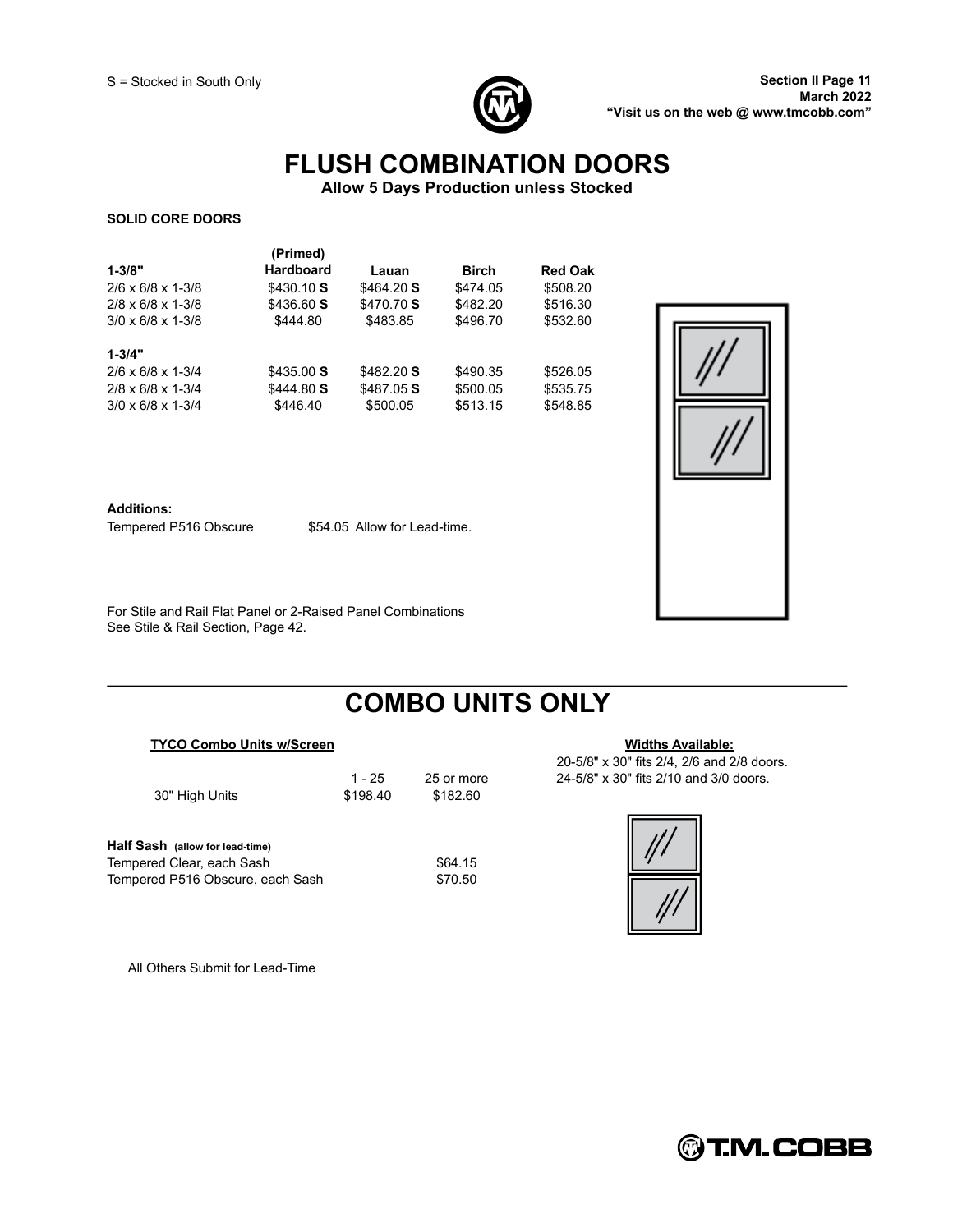S = Stocked in South Only

# FLUSH COMBINATION DOORS

**Allow 5 Days Production unless Stocked**

**SOLID CORE DOORS**

| **1-3/8"** | **(Primed) Hardboard** | **Lauan** | **Birch** | **Red Oak** |
|---|---|---|---|---|
| 2/6 x 6/8 x 1-3/8 | $430.10 **S** | $464.20 **S** | $474.05 | $508.20 |
| 2/8 x 6/8 x 1-3/8 | $436.60 **S** | $470.70 **S** | $482.20 | $516.30 |
| 3/0 x 6/8 x 1-3/8 | $444.80 | $483.85 | $496.70 | $532.60 |
| **1-3/4"** | | | | |
| 2/6 x 6/8 x 1-3/4 | $435.00 **S** | $482.20 **S** | $490.35 | $526.05 |
| 2/8 x 6/8 x 1-3/4 | $444.80 **S** | $487.05 **S** | $500.05 | $535.75 |
| 3/0 x 6/8 x 1-3/4 | $446.40 | $500.05 | $513.15 | $548.85 |

**Additions:**

Tempered P516 Obscure $54.05 Allow for Lead-time.

For Stile and Rail Flat Panel or 2-Raised Panel Combinations
See Stile & Rail Section, Page 42.

# COMBO UNITS ONLY

**TYCO Combo Units w/Screen**

| | 1 - 25 | 25 or more |
|---|---|---|
| 30" High Units | $198.40 | $182.60 |

**Widths Available:**

20-5/8" x 30" fits 2/4, 2/6 and 2/8 doors.
24-5/8" x 30" fits 2/10 and 3/0 doors.

**Half Sash** **(allow for lead-time)**

| | |
|---|---|
| Tempered Clear, each Sash | $64.15 |
| Tempered P516 Obscure, each Sash | $70.50 |

All Others Submit for Lead-Time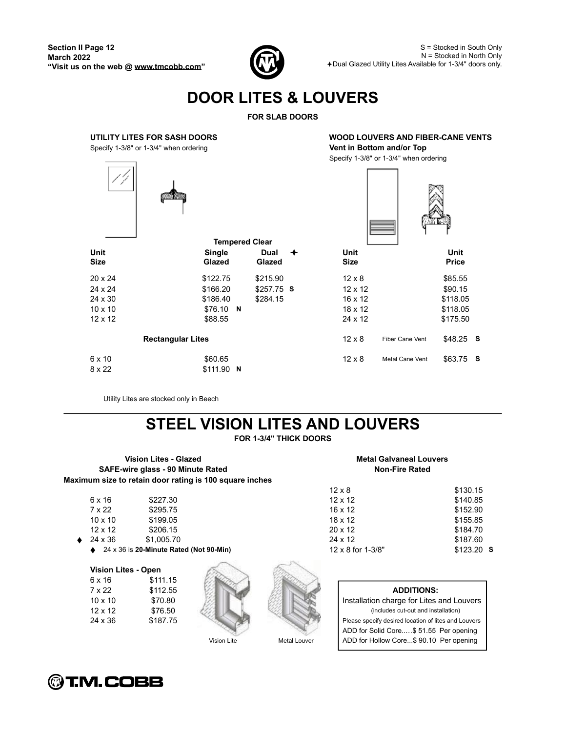S = Stocked in South Only
N = Stocked in North Only
✦Dual Glazed Utility Lites Available for 1-3/4" doors only.

# DOOR LITES & LOUVERS

**FOR SLAB DOORS**

### UTILITY LITES FOR SASH DOORS

Specify 1-3/8" or 1-3/4" when ordering

| Unit Size | Tempered Clear Single Glazed | Tempered Clear Dual Glazed ✦ |
|---|---|---|
| 20 x 24 | $122.75 | $215.90 |
| 24 x 24 | $166.20 | $257.75 **S** |
| 24 x 30 | $186.40 | $284.15 |
| 10 x 10 | $76.10 **N** | |
| 12 x 12 | $88.55 | |
| **Rectangular Lites** | | |
| 6 x 10 | $60.65 | |
| 8 x 22 | $111.90 **N** | |

Utility Lites are stocked only in Beech

### WOOD LOUVERS AND FIBER-CANE VENTS

**Vent in Bottom and/or Top**

Specify 1-3/8" or 1-3/4" when ordering

| Unit Size | | Unit Price |
|---|---|---|
| 12 x 8 | | $85.55 |
| 12 x 12 | | $90.15 |
| 16 x 12 | | $118.05 |
| 18 x 12 | | $118.05 |
| 24 x 12 | | $175.50 |
| 12 x 8 | Fiber Cane Vent | $48.25 **S** |
| 12 x 8 | Metal Cane Vent | $63.75 **S** |

# STEEL VISION LITES AND LOUVERS

**FOR 1-3/4" THICK DOORS**

**Vision Lites - Glazed**
**SAFE-wire glass - 90 Minute Rated**
**Maximum size to retain door rating is 100 square inches**

| Size | Price |
|---|---|
| 6 x 16 | $227.30 |
| 7 x 22 | $295.75 |
| 10 x 10 | $199.05 |
| 12 x 12 | $206.15 |
| ♦ 24 x 36 | $1,005.70 |

♦ 24 x 36 is **20-Minute Rated (Not 90-Min)**

**Vision Lites - Open**

| Size | Price |
|---|---|
| 6 x 16 | $111.15 |
| 7 x 22 | $112.55 |
| 10 x 10 | $70.80 |
| 12 x 12 | $76.50 |
| 24 x 36 | $187.75 |

Vision Lite

Metal Louver

**Metal Galvaneal Louvers**
**Non-Fire Rated**

| Size | Price |
|---|---|
| 12 x 8 | $130.15 |
| 12 x 12 | $140.85 |
| 16 x 12 | $152.90 |
| 18 x 12 | $155.85 |
| 20 x 12 | $184.70 |
| 24 x 12 | $187.60 |
| 12 x 8 for 1-3/8" | $123.20 **S** |

**ADDITIONS:**

Installation charge for Lites and Louvers
(includes cut-out and installation)
Please specify desired location of lites and Louvers
ADD for Solid Core.....$ 51.55 Per opening
ADD for Hollow Core...$ 90.10 Per opening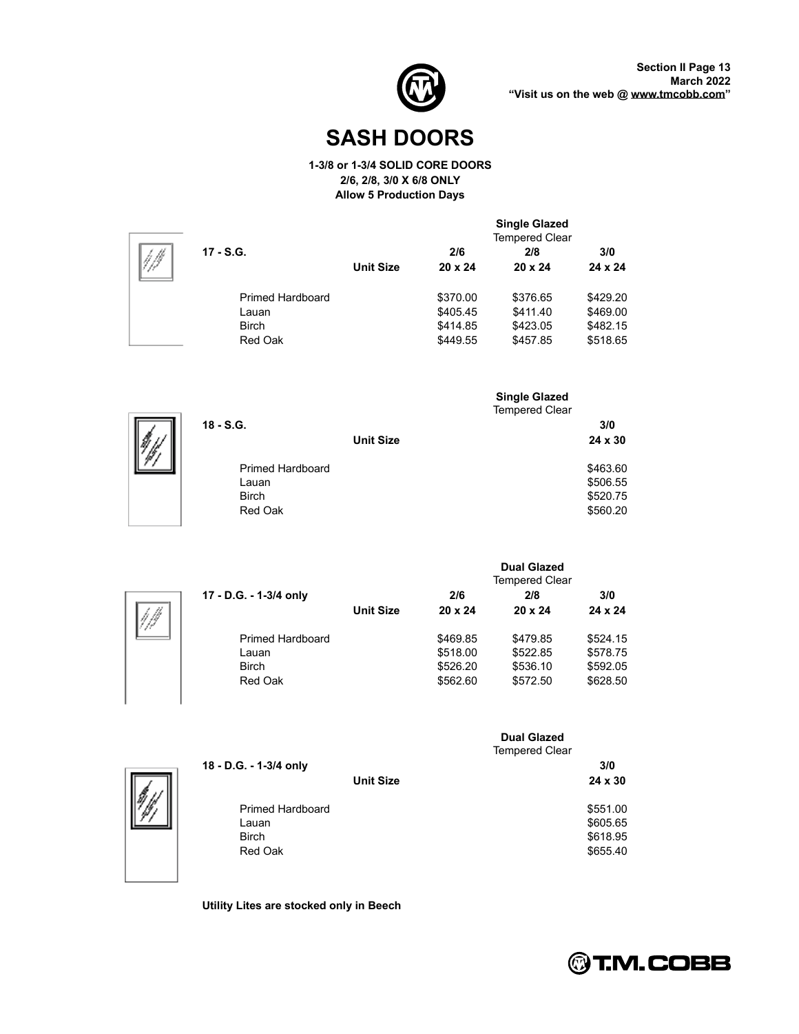# SASH DOORS

**1-3/8 or 1-3/4 SOLID CORE DOORS**
**2/6, 2/8, 3/0 X 6/8 ONLY**
**Allow 5 Production Days**

| 17 - S.G. | | Single Glazed Tempered Clear | | |
|---|---|---|---|---|
| | | **2/6** | **2/8** | **3/0** |
| | **Unit Size** | **20 x 24** | **20 x 24** | **24 x 24** |
| Primed Hardboard | | $370.00 | $376.65 | $429.20 |
| Lauan | | $405.45 | $411.40 | $469.00 |
| Birch | | $414.85 | $423.05 | $482.15 |
| Red Oak | | $449.55 | $457.85 | $518.65 |

| 18 - S.G. | | Single Glazed Tempered Clear |
|---|---|---|
| | | **3/0** |
| | **Unit Size** | **24 x 30** |
| Primed Hardboard | | $463.60 |
| Lauan | | $506.55 |
| Birch | | $520.75 |
| Red Oak | | $560.20 |

| 17 - D.G. - 1-3/4 only | | Dual Glazed Tempered Clear | | |
|---|---|---|---|---|
| | | **2/6** | **2/8** | **3/0** |
| | **Unit Size** | **20 x 24** | **20 x 24** | **24 x 24** |
| Primed Hardboard | | $469.85 | $479.85 | $524.15 |
| Lauan | | $518.00 | $522.85 | $578.75 |
| Birch | | $526.20 | $536.10 | $592.05 |
| Red Oak | | $562.60 | $572.50 | $628.50 |

| 18 - D.G. - 1-3/4 only | | Dual Glazed Tempered Clear |
|---|---|---|
| | | **3/0** |
| | **Unit Size** | **24 x 30** |
| Primed Hardboard | | $551.00 |
| Lauan | | $605.65 |
| Birch | | $618.95 |
| Red Oak | | $655.40 |

**Utility Lites are stocked only in Beech**